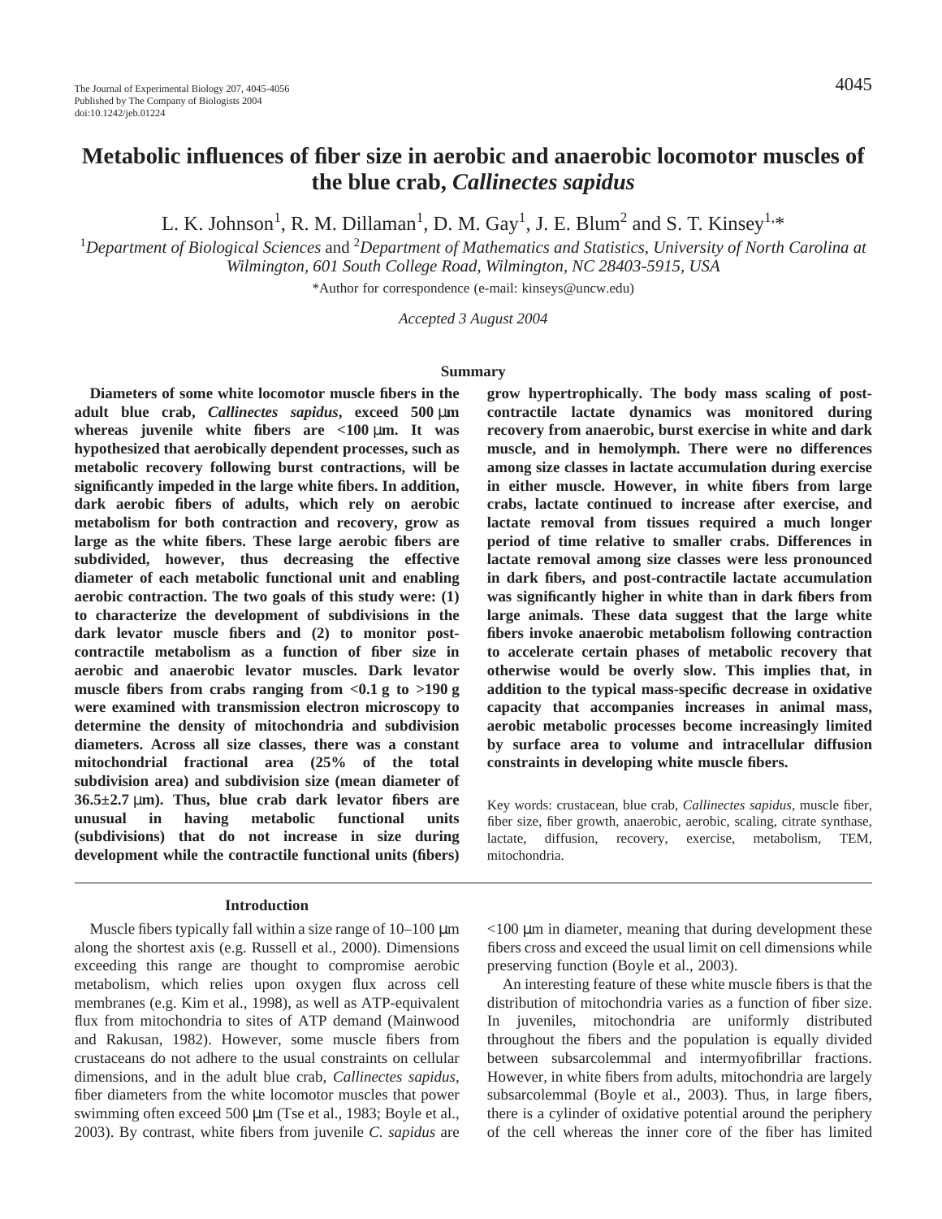# Metabolic influences of fiber size in aerobic and anaerobic locomotor muscles of the blue crab, *Callinectes sapidus*

L. K. Johnson[1], R. M. Dillaman[1], D. M. Gay[1], J. E. Blum[2] and S. T. Kinsey[1,*]

[1]*Department of Biological Sciences* and [2]*Department of Mathematics and Statistics, University of North Carolina at Wilmington, 601 South College Road, Wilmington, NC 28403-5915, USA*

*Author for correspondence (e-mail: kinseys@uncw.edu)

*Accepted 3 August 2004*

## Summary

**Diameters of some white locomotor muscle fibers in the adult blue crab, *Callinectes sapidus*, exceed 500 μm whereas juvenile white fibers are <100 μm. It was hypothesized that aerobically dependent processes, such as metabolic recovery following burst contractions, will be significantly impeded in the large white fibers. In addition, dark aerobic fibers of adults, which rely on aerobic metabolism for both contraction and recovery, grow as large as the white fibers. These large aerobic fibers are subdivided, however, thus decreasing the effective diameter of each metabolic functional unit and enabling aerobic contraction. The two goals of this study were: (1) to characterize the development of subdivisions in the dark levator muscle fibers and (2) to monitor post-contractile metabolism as a function of fiber size in aerobic and anaerobic levator muscles. Dark levator muscle fibers from crabs ranging from <0.1 g to >190 g were examined with transmission electron microscopy to determine the density of mitochondria and subdivision diameters. Across all size classes, there was a constant mitochondrial fractional area (25% of the total subdivision area) and subdivision size (mean diameter of 36.5±2.7 μm). Thus, blue crab dark levator fibers are unusual in having metabolic functional units (subdivisions) that do not increase in size during development while the contractile functional units (fibers) grow hypertrophically. The body mass scaling of post-contractile lactate dynamics was monitored during recovery from anaerobic, burst exercise in white and dark muscle, and in hemolymph. There were no differences among size classes in lactate accumulation during exercise in either muscle. However, in white fibers from large crabs, lactate continued to increase after exercise, and lactate removal from tissues required a much longer period of time relative to smaller crabs. Differences in lactate removal among size classes were less pronounced in dark fibers, and post-contractile lactate accumulation was significantly higher in white than in dark fibers from large animals. These data suggest that the large white fibers invoke anaerobic metabolism following contraction to accelerate certain phases of metabolic recovery that otherwise would be overly slow. This implies that, in addition to the typical mass-specific decrease in oxidative capacity that accompanies increases in animal mass, aerobic metabolic processes become increasingly limited by surface area to volume and intracellular diffusion constraints in developing white muscle fibers.**

Key words: crustacean, blue crab, *Callinectes sapidus*, muscle fiber, fiber size, fiber growth, anaerobic, aerobic, scaling, citrate synthase, lactate, diffusion, recovery, exercise, metabolism, TEM, mitochondria.

## Introduction

Muscle fibers typically fall within a size range of 10–100 μm along the shortest axis (e.g. Russell et al., 2000). Dimensions exceeding this range are thought to compromise aerobic metabolism, which relies upon oxygen flux across cell membranes (e.g. Kim et al., 1998), as well as ATP-equivalent flux from mitochondria to sites of ATP demand (Mainwood and Rakusan, 1982). However, some muscle fibers from crustaceans do not adhere to the usual constraints on cellular dimensions, and in the adult blue crab, *Callinectes sapidus*, fiber diameters from the white locomotor muscles that power swimming often exceed 500 μm (Tse et al., 1983; Boyle et al., 2003). By contrast, white fibers from juvenile *C. sapidus* are <100 μm in diameter, meaning that during development these fibers cross and exceed the usual limit on cell dimensions while preserving function (Boyle et al., 2003).

An interesting feature of these white muscle fibers is that the distribution of mitochondria varies as a function of fiber size. In juveniles, mitochondria are uniformly distributed throughout the fibers and the population is equally divided between subsarcolemmal and intermyofibrillar fractions. However, in white fibers from adults, mitochondria are largely subsarcolemmal (Boyle et al., 2003). Thus, in large fibers, there is a cylinder of oxidative potential around the periphery of the cell whereas the inner core of the fiber has limited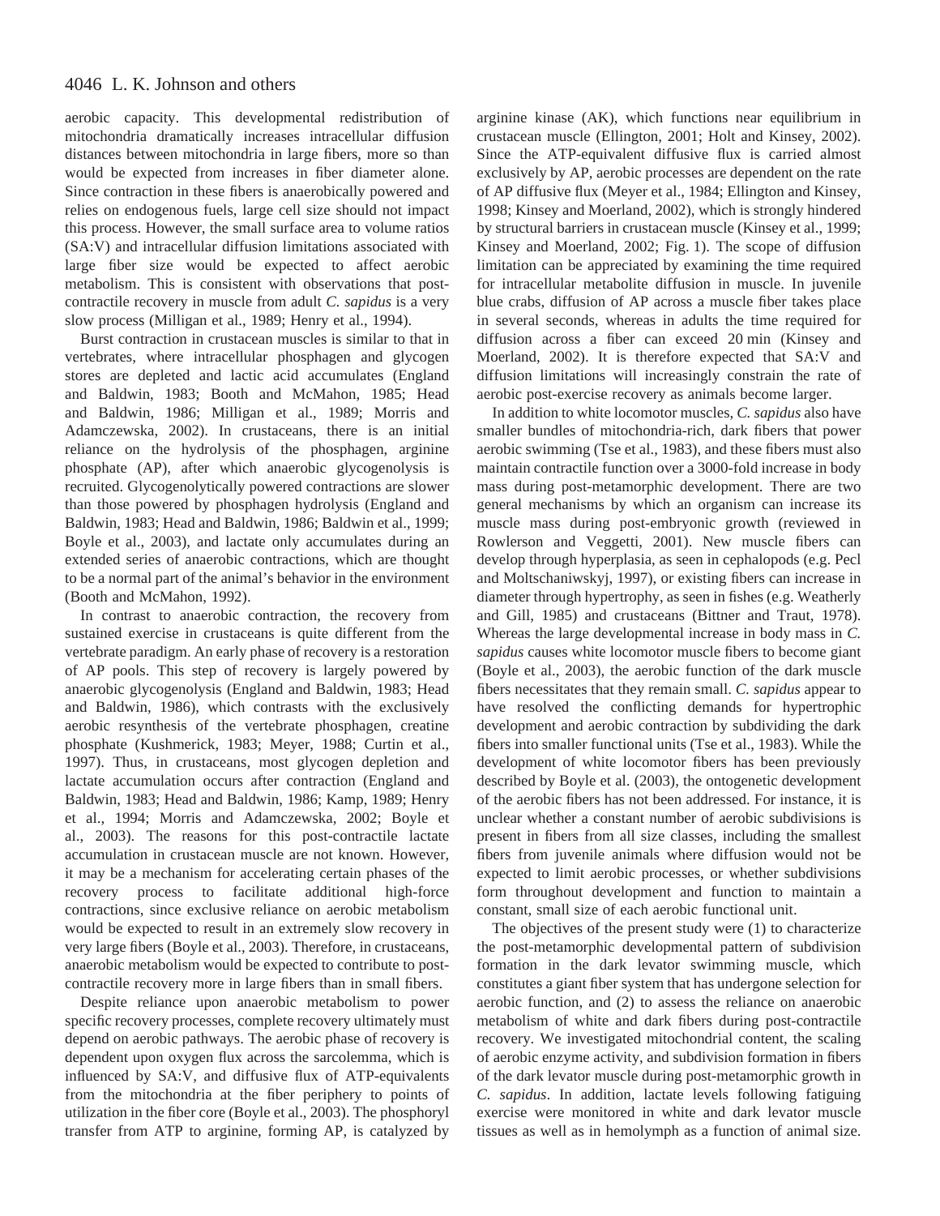aerobic capacity. This developmental redistribution of mitochondria dramatically increases intracellular diffusion distances between mitochondria in large fibers, more so than would be expected from increases in fiber diameter alone. Since contraction in these fibers is anaerobically powered and relies on endogenous fuels, large cell size should not impact this process. However, the small surface area to volume ratios (SA:V) and intracellular diffusion limitations associated with large fiber size would be expected to affect aerobic metabolism. This is consistent with observations that post-contractile recovery in muscle from adult *C. sapidus* is a very slow process (Milligan et al., 1989; Henry et al., 1994).

Burst contraction in crustacean muscles is similar to that in vertebrates, where intracellular phosphagen and glycogen stores are depleted and lactic acid accumulates (England and Baldwin, 1983; Booth and McMahon, 1985; Head and Baldwin, 1986; Milligan et al., 1989; Morris and Adamczewska, 2002). In crustaceans, there is an initial reliance on the hydrolysis of the phosphagen, arginine phosphate (AP), after which anaerobic glycogenolysis is recruited. Glycogenolytically powered contractions are slower than those powered by phosphagen hydrolysis (England and Baldwin, 1983; Head and Baldwin, 1986; Baldwin et al., 1999; Boyle et al., 2003), and lactate only accumulates during an extended series of anaerobic contractions, which are thought to be a normal part of the animal's behavior in the environment (Booth and McMahon, 1992).

In contrast to anaerobic contraction, the recovery from sustained exercise in crustaceans is quite different from the vertebrate paradigm. An early phase of recovery is a restoration of AP pools. This step of recovery is largely powered by anaerobic glycogenolysis (England and Baldwin, 1983; Head and Baldwin, 1986), which contrasts with the exclusively aerobic resynthesis of the vertebrate phosphagen, creatine phosphate (Kushmerick, 1983; Meyer, 1988; Curtin et al., 1997). Thus, in crustaceans, most glycogen depletion and lactate accumulation occurs after contraction (England and Baldwin, 1983; Head and Baldwin, 1986; Kamp, 1989; Henry et al., 1994; Morris and Adamczewska, 2002; Boyle et al., 2003). The reasons for this post-contractile lactate accumulation in crustacean muscle are not known. However, it may be a mechanism for accelerating certain phases of the recovery process to facilitate additional high-force contractions, since exclusive reliance on aerobic metabolism would be expected to result in an extremely slow recovery in very large fibers (Boyle et al., 2003). Therefore, in crustaceans, anaerobic metabolism would be expected to contribute to post-contractile recovery more in large fibers than in small fibers.

Despite reliance upon anaerobic metabolism to power specific recovery processes, complete recovery ultimately must depend on aerobic pathways. The aerobic phase of recovery is dependent upon oxygen flux across the sarcolemma, which is influenced by SA:V, and diffusive flux of ATP-equivalents from the mitochondria at the fiber periphery to points of utilization in the fiber core (Boyle et al., 2003). The phosphoryl transfer from ATP to arginine, forming AP, is catalyzed by arginine kinase (AK), which functions near equilibrium in crustacean muscle (Ellington, 2001; Holt and Kinsey, 2002). Since the ATP-equivalent diffusive flux is carried almost exclusively by AP, aerobic processes are dependent on the rate of AP diffusive flux (Meyer et al., 1984; Ellington and Kinsey, 1998; Kinsey and Moerland, 2002), which is strongly hindered by structural barriers in crustacean muscle (Kinsey et al., 1999; Kinsey and Moerland, 2002; Fig. 1). The scope of diffusion limitation can be appreciated by examining the time required for intracellular metabolite diffusion in muscle. In juvenile blue crabs, diffusion of AP across a muscle fiber takes place in several seconds, whereas in adults the time required for diffusion across a fiber can exceed 20 min (Kinsey and Moerland, 2002). It is therefore expected that SA:V and diffusion limitations will increasingly constrain the rate of aerobic post-exercise recovery as animals become larger.

In addition to white locomotor muscles, *C. sapidus* also have smaller bundles of mitochondria-rich, dark fibers that power aerobic swimming (Tse et al., 1983), and these fibers must also maintain contractile function over a 3000-fold increase in body mass during post-metamorphic development. There are two general mechanisms by which an organism can increase its muscle mass during post-embryonic growth (reviewed in Rowlerson and Veggetti, 2001). New muscle fibers can develop through hyperplasia, as seen in cephalopods (e.g. Pecl and Moltschaniwskyj, 1997), or existing fibers can increase in diameter through hypertrophy, as seen in fishes (e.g. Weatherly and Gill, 1985) and crustaceans (Bittner and Traut, 1978). Whereas the large developmental increase in body mass in *C. sapidus* causes white locomotor muscle fibers to become giant (Boyle et al., 2003), the aerobic function of the dark muscle fibers necessitates that they remain small. *C. sapidus* appear to have resolved the conflicting demands for hypertrophic development and aerobic contraction by subdividing the dark fibers into smaller functional units (Tse et al., 1983). While the development of white locomotor fibers has been previously described by Boyle et al. (2003), the ontogenetic development of the aerobic fibers has not been addressed. For instance, it is unclear whether a constant number of aerobic subdivisions is present in fibers from all size classes, including the smallest fibers from juvenile animals where diffusion would not be expected to limit aerobic processes, or whether subdivisions form throughout development and function to maintain a constant, small size of each aerobic functional unit.

The objectives of the present study were (1) to characterize the post-metamorphic developmental pattern of subdivision formation in the dark levator swimming muscle, which constitutes a giant fiber system that has undergone selection for aerobic function, and (2) to assess the reliance on anaerobic metabolism of white and dark fibers during post-contractile recovery. We investigated mitochondrial content, the scaling of aerobic enzyme activity, and subdivision formation in fibers of the dark levator muscle during post-metamorphic growth in *C. sapidus*. In addition, lactate levels following fatiguing exercise were monitored in white and dark levator muscle tissues as well as in hemolymph as a function of animal size.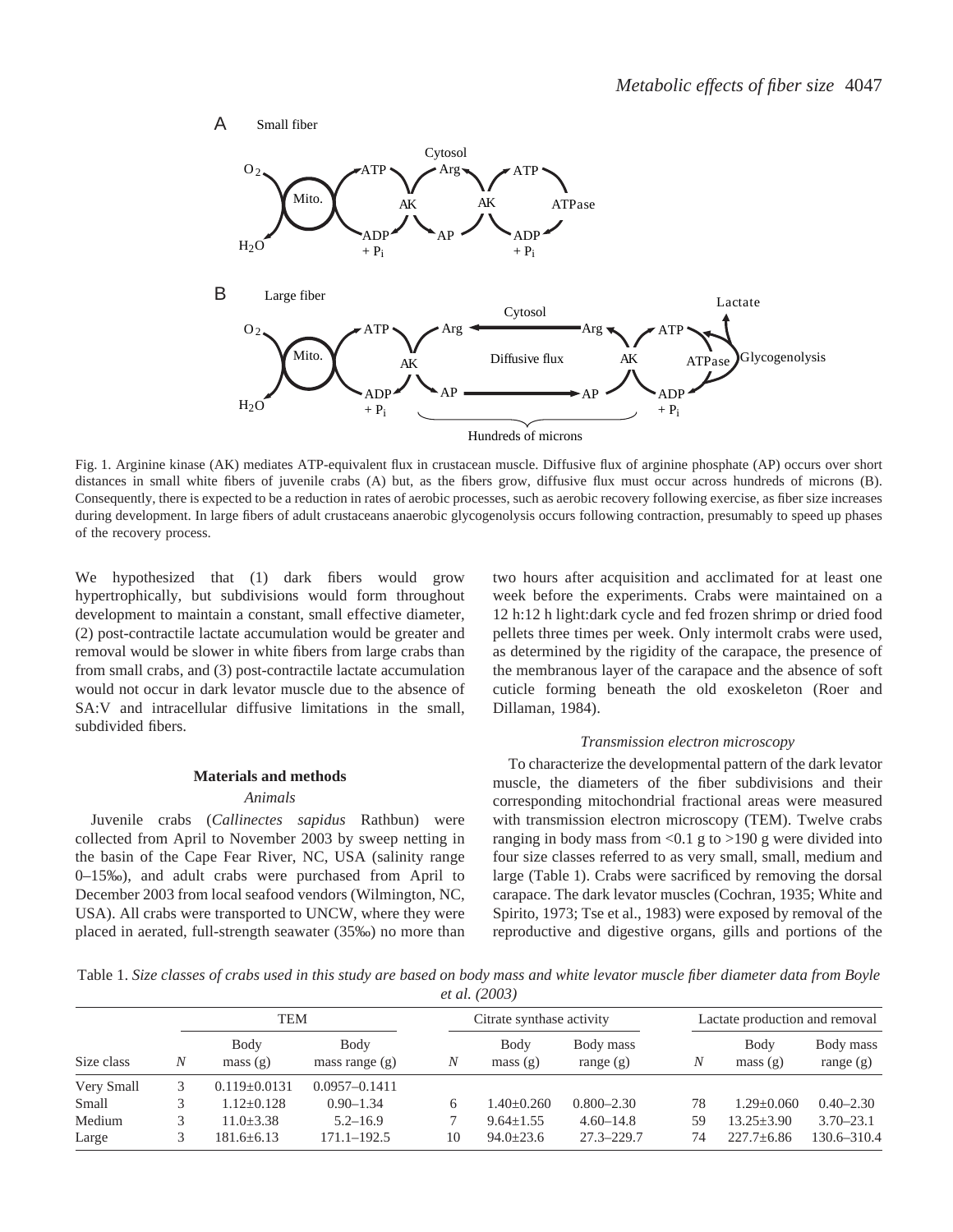Fig. 1. Arginine kinase (AK) mediates ATP-equivalent flux in crustacean muscle. Diffusive flux of arginine phosphate (AP) occurs over short distances in small white fibers of juvenile crabs (A) but, as the fibers grow, diffusive flux must occur across hundreds of microns (B). Consequently, there is expected to be a reduction in rates of aerobic processes, such as aerobic recovery following exercise, as fiber size increases during development. In large fibers of adult crustaceans anaerobic glycogenolysis occurs following contraction, presumably to speed up phases of the recovery process.

We hypothesized that (1) dark fibers would grow hypertrophically, but subdivisions would form throughout development to maintain a constant, small effective diameter, (2) post-contractile lactate accumulation would be greater and removal would be slower in white fibers from large crabs than from small crabs, and (3) post-contractile lactate accumulation would not occur in dark levator muscle due to the absence of SA:V and intracellular diffusive limitations in the small, subdivided fibers.

## Materials and methods

### *Animals*

Juvenile crabs (*Callinectes sapidus* Rathbun) were collected from April to November 2003 by sweep netting in the basin of the Cape Fear River, NC, USA (salinity range 0–15‰), and adult crabs were purchased from April to December 2003 from local seafood vendors (Wilmington, NC, USA). All crabs were transported to UNCW, where they were placed in aerated, full-strength seawater (35‰) no more than two hours after acquisition and acclimated for at least one week before the experiments. Crabs were maintained on a 12 h:12 h light:dark cycle and fed frozen shrimp or dried food pellets three times per week. Only intermolt crabs were used, as determined by the rigidity of the carapace, the presence of the membranous layer of the carapace and the absence of soft cuticle forming beneath the old exoskeleton (Roer and Dillaman, 1984).

### *Transmission electron microscopy*

To characterize the developmental pattern of the dark levator muscle, the diameters of the fiber subdivisions and their corresponding mitochondrial fractional areas were measured with transmission electron microscopy (TEM). Twelve crabs ranging in body mass from <0.1 g to >190 g were divided into four size classes referred to as very small, small, medium and large (Table 1). Crabs were sacrificed by removing the dorsal carapace. The dark levator muscles (Cochran, 1935; White and Spirito, 1973; Tse et al., 1983) were exposed by removal of the reproductive and digestive organs, gills and portions of the

Table 1. *Size classes of crabs used in this study are based on body mass and white levator muscle fiber diameter data from Boyle et al. (2003)*

| | TEM | | | Citrate synthase activity | | | Lactate production and removal | | |
|---|---|---|---|---|---|---|---|---|---|
| Size class | *N* | Body mass (g) | Body mass range (g) | *N* | Body mass (g) | Body mass range (g) | *N* | Body mass (g) | Body mass range (g) |
| Very Small | 3 | 0.119±0.0131 | 0.0957–0.1411 | | | | | | |
| Small | 3 | 1.12±0.128 | 0.90–1.34 | 6 | 1.40±0.260 | 0.800–2.30 | 78 | 1.29±0.060 | 0.40–2.30 |
| Medium | 3 | 11.0±3.38 | 5.2–16.9 | 7 | 9.64±1.55 | 4.60–14.8 | 59 | 13.25±3.90 | 3.70–23.1 |
| Large | 3 | 181.6±6.13 | 171.1–192.5 | 10 | 94.0±23.6 | 27.3–229.7 | 74 | 227.7±6.86 | 130.6–310.4 |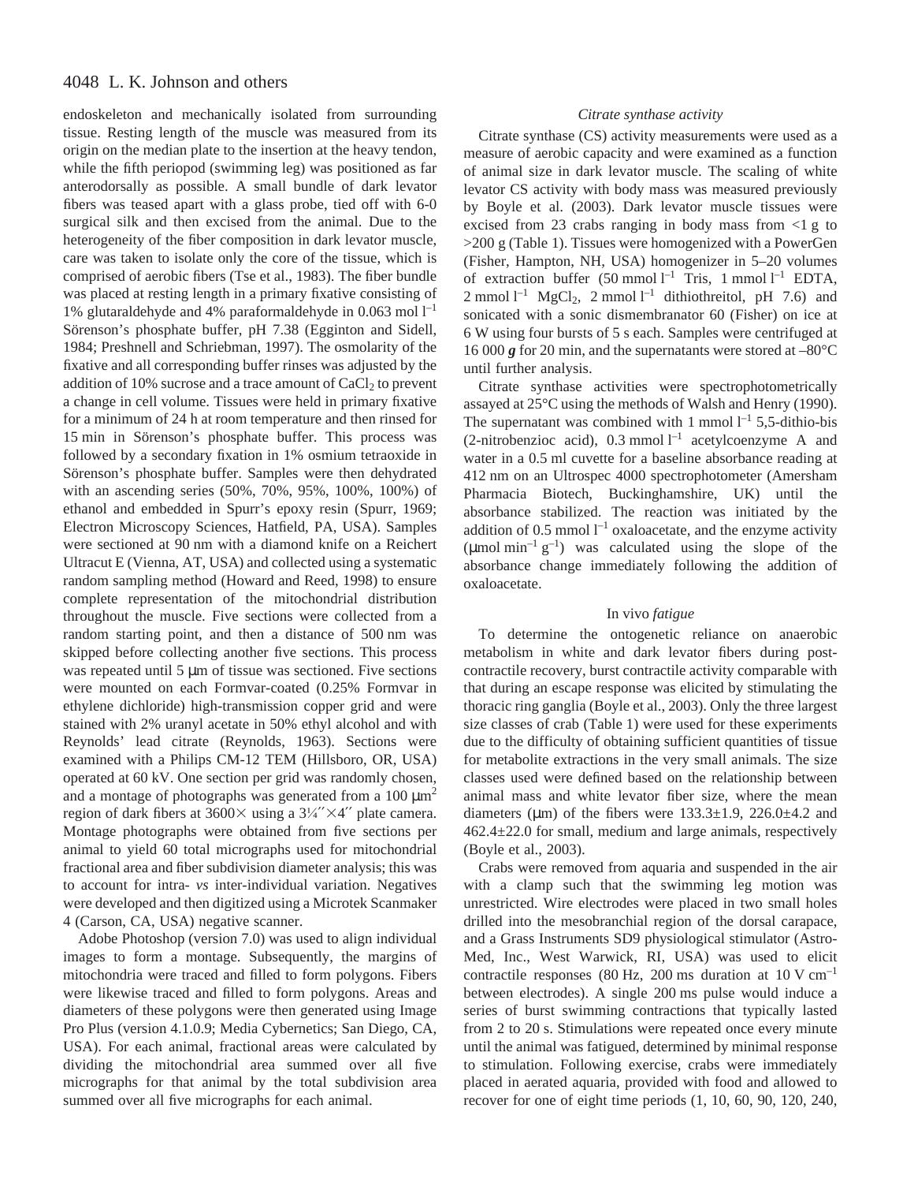endoskeleton and mechanically isolated from surrounding tissue. Resting length of the muscle was measured from its origin on the median plate to the insertion at the heavy tendon, while the fifth periopod (swimming leg) was positioned as far anterodorsally as possible. A small bundle of dark levator fibers was teased apart with a glass probe, tied off with 6-0 surgical silk and then excised from the animal. Due to the heterogeneity of the fiber composition in dark levator muscle, care was taken to isolate only the core of the tissue, which is comprised of aerobic fibers (Tse et al., 1983). The fiber bundle was placed at resting length in a primary fixative consisting of 1% glutaraldehyde and 4% paraformaldehyde in 0.063 mol $l^{-1}$ Sörenson's phosphate buffer, pH 7.38 (Egginton and Sidell, 1984; Preshnell and Schriebman, 1997). The osmolarity of the fixative and all corresponding buffer rinses was adjusted by the addition of 10% sucrose and a trace amount of $CaCl_2$ to prevent a change in cell volume. Tissues were held in primary fixative for a minimum of 24 h at room temperature and then rinsed for 15 min in Sörenson's phosphate buffer. This process was followed by a secondary fixation in 1% osmium tetraoxide in Sörenson's phosphate buffer. Samples were then dehydrated with an ascending series (50%, 70%, 95%, 100%, 100%) of ethanol and embedded in Spurr's epoxy resin (Spurr, 1969; Electron Microscopy Sciences, Hatfield, PA, USA). Samples were sectioned at 90 nm with a diamond knife on a Reichert Ultracut E (Vienna, AT, USA) and collected using a systematic random sampling method (Howard and Reed, 1998) to ensure complete representation of the mitochondrial distribution throughout the muscle. Five sections were collected from a random starting point, and then a distance of 500 nm was skipped before collecting another five sections. This process was repeated until 5 μm of tissue was sectioned. Five sections were mounted on each Formvar-coated (0.25% Formvar in ethylene dichloride) high-transmission copper grid and were stained with 2% uranyl acetate in 50% ethyl alcohol and with Reynolds' lead citrate (Reynolds, 1963). Sections were examined with a Philips CM-12 TEM (Hillsboro, OR, USA) operated at 60 kV. One section per grid was randomly chosen, and a montage of photographs was generated from a 100 $\mu m^2$ region of dark fibers at 3600× using a 3¼″×4″ plate camera. Montage photographs were obtained from five sections per animal to yield 60 total micrographs used for mitochondrial fractional area and fiber subdivision diameter analysis; this was to account for intra- *vs* inter-individual variation. Negatives were developed and then digitized using a Microtek Scanmaker 4 (Carson, CA, USA) negative scanner.

Adobe Photoshop (version 7.0) was used to align individual images to form a montage. Subsequently, the margins of mitochondria were traced and filled to form polygons. Fibers were likewise traced and filled to form polygons. Areas and diameters of these polygons were then generated using Image Pro Plus (version 4.1.0.9; Media Cybernetics; San Diego, CA, USA). For each animal, fractional areas were calculated by dividing the mitochondrial area summed over all five micrographs for that animal by the total subdivision area summed over all five micrographs for each animal.

### *Citrate synthase activity*

Citrate synthase (CS) activity measurements were used as a measure of aerobic capacity and were examined as a function of animal size in dark levator muscle. The scaling of white levator CS activity with body mass was measured previously by Boyle et al. (2003). Dark levator muscle tissues were excised from 23 crabs ranging in body mass from <1 g to >200 g (Table 1). Tissues were homogenized with a PowerGen (Fisher, Hampton, NH, USA) homogenizer in 5–20 volumes of extraction buffer (50 mmol $l^{-1}$ Tris, 1 mmol $l^{-1}$ EDTA, 2 mmol $l^{-1}$ $MgCl_2$, 2 mmol $l^{-1}$ dithiothreitol, pH 7.6) and sonicated with a sonic dismembranator 60 (Fisher) on ice at 6 W using four bursts of 5 s each. Samples were centrifuged at 16 000 ***g*** for 20 min, and the supernatants were stored at –80°C until further analysis.

Citrate synthase activities were spectrophotometrically assayed at 25°C using the methods of Walsh and Henry (1990). The supernatant was combined with 1 mmol $l^{-1}$ 5,5-dithio-bis (2-nitrobenzioc acid), 0.3 mmol $l^{-1}$ acetylcoenzyme A and water in a 0.5 ml cuvette for a baseline absorbance reading at 412 nm on an Ultrospec 4000 spectrophotometer (Amersham Pharmacia Biotech, Buckinghamshire, UK) until the absorbance stabilized. The reaction was initiated by the addition of 0.5 mmol $l^{-1}$ oxaloacetate, and the enzyme activity (μmol $min^{-1}$ $g^{-1}$) was calculated using the slope of the absorbance change immediately following the addition of oxaloacetate.

### In vivo *fatigue*

To determine the ontogenetic reliance on anaerobic metabolism in white and dark levator fibers during post-contractile recovery, burst contractile activity comparable with that during an escape response was elicited by stimulating the thoracic ring ganglia (Boyle et al., 2003). Only the three largest size classes of crab (Table 1) were used for these experiments due to the difficulty of obtaining sufficient quantities of tissue for metabolite extractions in the very small animals. The size classes used were defined based on the relationship between animal mass and white levator fiber size, where the mean diameters (μm) of the fibers were 133.3±1.9, 226.0±4.2 and 462.4±22.0 for small, medium and large animals, respectively (Boyle et al., 2003).

Crabs were removed from aquaria and suspended in the air with a clamp such that the swimming leg motion was unrestricted. Wire electrodes were placed in two small holes drilled into the mesobranchial region of the dorsal carapace, and a Grass Instruments SD9 physiological stimulator (Astro-Med, Inc., West Warwick, RI, USA) was used to elicit contractile responses (80 Hz, 200 ms duration at 10 V $cm^{-1}$ between electrodes). A single 200 ms pulse would induce a series of burst swimming contractions that typically lasted from 2 to 20 s. Stimulations were repeated once every minute until the animal was fatigued, determined by minimal response to stimulation. Following exercise, crabs were immediately placed in aerated aquaria, provided with food and allowed to recover for one of eight time periods (1, 10, 60, 90, 120, 240,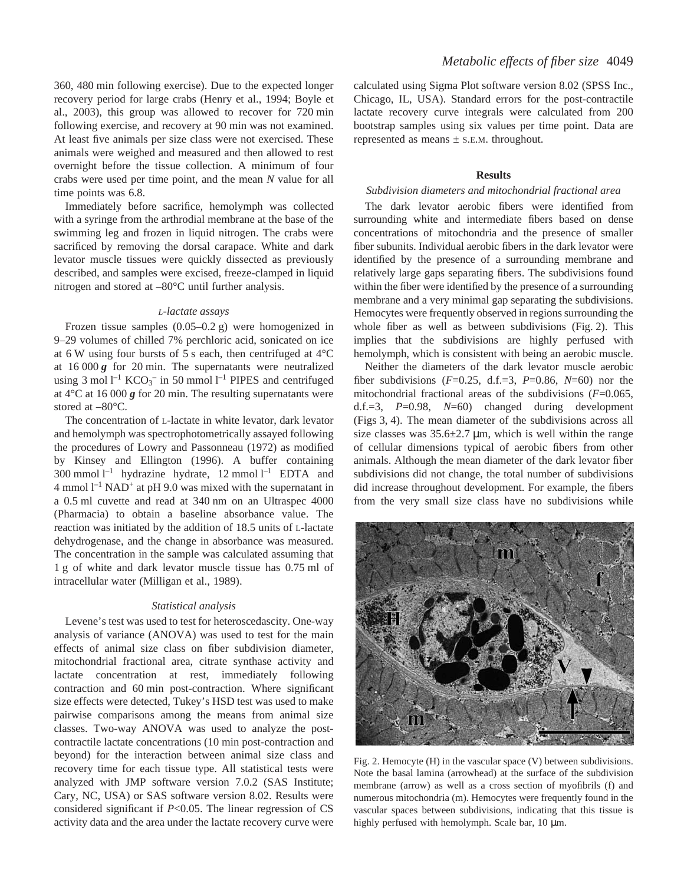360, 480 min following exercise). Due to the expected longer recovery period for large crabs (Henry et al., 1994; Boyle et al., 2003), this group was allowed to recover for 720 min following exercise, and recovery at 90 min was not examined. At least five animals per size class were not exercised. These animals were weighed and measured and then allowed to rest overnight before the tissue collection. A minimum of four crabs were used per time point, and the mean *N* value for all time points was 6.8.

Immediately before sacrifice, hemolymph was collected with a syringe from the arthrodial membrane at the base of the swimming leg and frozen in liquid nitrogen. The crabs were sacrificed by removing the dorsal carapace. White and dark levator muscle tissues were quickly dissected as previously described, and samples were excised, freeze-clamped in liquid nitrogen and stored at –80°C until further analysis.

### *L-lactate assays*

Frozen tissue samples (0.05–0.2 g) were homogenized in 9–29 volumes of chilled 7% perchloric acid, sonicated on ice at 6 W using four bursts of 5 s each, then centrifuged at 4°C at 16 000 ***g*** for 20 min. The supernatants were neutralized using 3 mol $l^{-1}$ $KCO_3^-$ in 50 mmol $l^{-1}$ PIPES and centrifuged at 4°C at 16 000 ***g*** for 20 min. The resulting supernatants were stored at –80°C.

The concentration of L-lactate in white levator, dark levator and hemolymph was spectrophotometrically assayed following the procedures of Lowry and Passonneau (1972) as modified by Kinsey and Ellington (1996). A buffer containing 300 mmol $l^{-1}$ hydrazine hydrate, 12 mmol $l^{-1}$ EDTA and 4 mmol $l^{-1}$ $NAD^+$ at pH 9.0 was mixed with the supernatant in a 0.5 ml cuvette and read at 340 nm on an Ultraspec 4000 (Pharmacia) to obtain a baseline absorbance value. The reaction was initiated by the addition of 18.5 units of L-lactate dehydrogenase, and the change in absorbance was measured. The concentration in the sample was calculated assuming that 1 g of white and dark levator muscle tissue has 0.75 ml of intracellular water (Milligan et al., 1989).

### *Statistical analysis*

Levene's test was used to test for heteroscedascity. One-way analysis of variance (ANOVA) was used to test for the main effects of animal size class on fiber subdivision diameter, mitochondrial fractional area, citrate synthase activity and lactate concentration at rest, immediately following contraction and 60 min post-contraction. Where significant size effects were detected, Tukey's HSD test was used to make pairwise comparisons among the means from animal size classes. Two-way ANOVA was used to analyze the post-contractile lactate concentrations (10 min post-contraction and beyond) for the interaction between animal size class and recovery time for each tissue type. All statistical tests were analyzed with JMP software version 7.0.2 (SAS Institute; Cary, NC, USA) or SAS software version 8.02. Results were considered significant if $P<0.05$. The linear regression of CS activity data and the area under the lactate recovery curve were calculated using Sigma Plot software version 8.02 (SPSS Inc., Chicago, IL, USA). Standard errors for the post-contractile lactate recovery curve integrals were calculated from 200 bootstrap samples using six values per time point. Data are represented as means ± S.E.M. throughout.

## Results

### *Subdivision diameters and mitochondrial fractional area*

The dark levator aerobic fibers were identified from surrounding white and intermediate fibers based on dense concentrations of mitochondria and the presence of smaller fiber subunits. Individual aerobic fibers in the dark levator were identified by the presence of a surrounding membrane and relatively large gaps separating fibers. The subdivisions found within the fiber were identified by the presence of a surrounding membrane and a very minimal gap separating the subdivisions. Hemocytes were frequently observed in regions surrounding the whole fiber as well as between subdivisions (Fig. 2). This implies that the subdivisions are highly perfused with hemolymph, which is consistent with being an aerobic muscle.

Neither the diameters of the dark levator muscle aerobic fiber subdivisions ($F$=0.25, d.f.=3, $P$=0.86, $N$=60) nor the mitochondrial fractional areas of the subdivisions ($F$=0.065, d.f.=3, $P$=0.98, $N$=60) changed during development (Figs 3, 4). The mean diameter of the subdivisions across all size classes was 35.6±2.7 μm, which is well within the range of cellular dimensions typical of aerobic fibers from other animals. Although the mean diameter of the dark levator fiber subdivisions did not change, the total number of subdivisions did increase throughout development. For example, the fibers from the very small size class have no subdivisions while

Fig. 2. Hemocyte (H) in the vascular space (V) between subdivisions. Note the basal lamina (arrowhead) at the surface of the subdivision membrane (arrow) as well as a cross section of myofibrils (f) and numerous mitochondria (m). Hemocytes were frequently found in the vascular spaces between subdivisions, indicating that this tissue is highly perfused with hemolymph. Scale bar, 10 μm.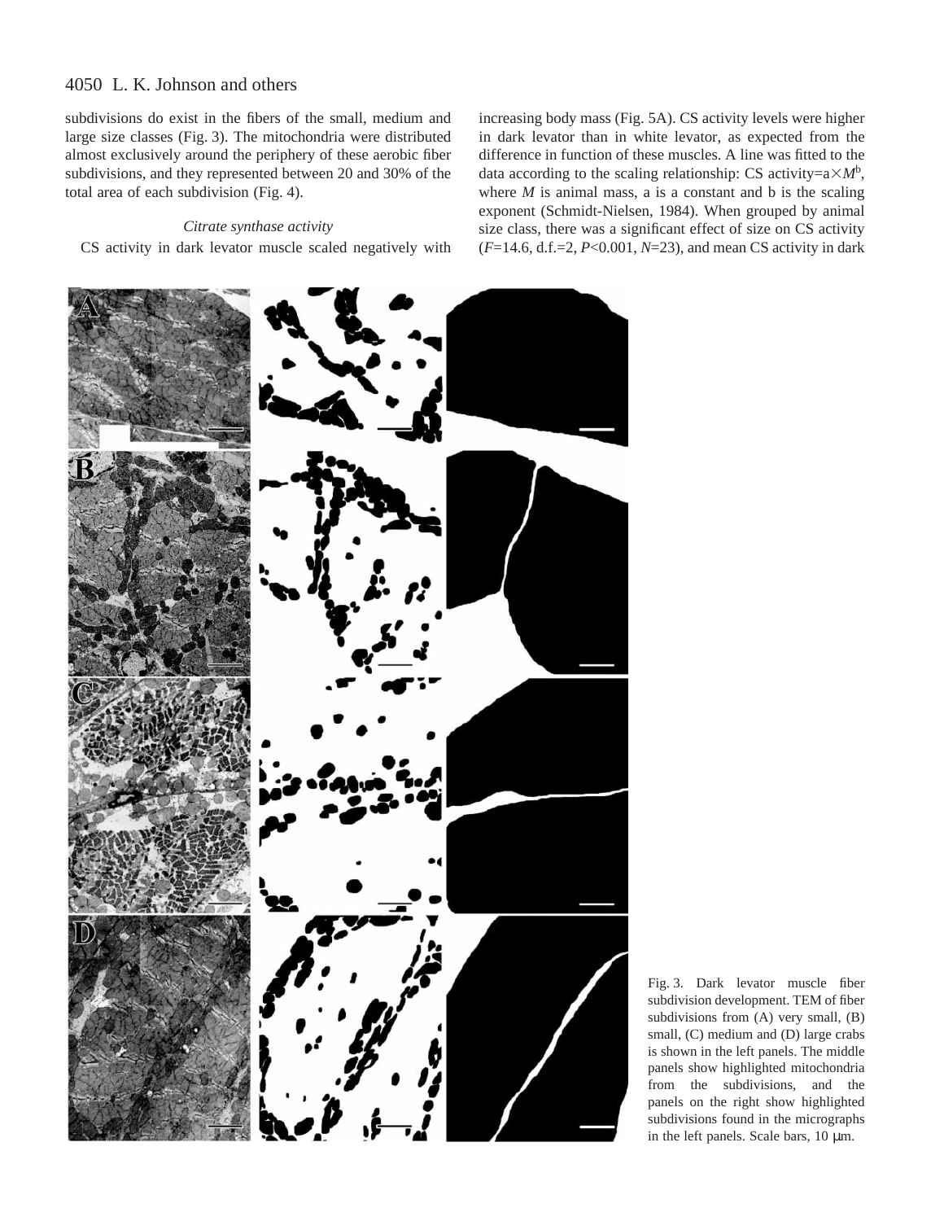subdivisions do exist in the fibers of the small, medium and large size classes (Fig. 3). The mitochondria were distributed almost exclusively around the periphery of these aerobic fiber subdivisions, and they represented between 20 and 30% of the total area of each subdivision (Fig. 4).

### *Citrate synthase activity*

CS activity in dark levator muscle scaled negatively with increasing body mass (Fig. 5A). CS activity levels were higher in dark levator than in white levator, as expected from the difference in function of these muscles. A line was fitted to the data according to the scaling relationship: CS activity=$a \times M^b$, where $M$ is animal mass, a is a constant and b is the scaling exponent (Schmidt-Nielsen, 1984). When grouped by animal size class, there was a significant effect of size on CS activity ($F$=14.6, d.f.=2, $P$<0.001, $N$=23), and mean CS activity in dark

Fig. 3. Dark levator muscle fiber subdivision development. TEM of fiber subdivisions from (A) very small, (B) small, (C) medium and (D) large crabs is shown in the left panels. The middle panels show highlighted mitochondria from the subdivisions, and the panels on the right show highlighted subdivisions found in the micrographs in the left panels. Scale bars, 10 μm.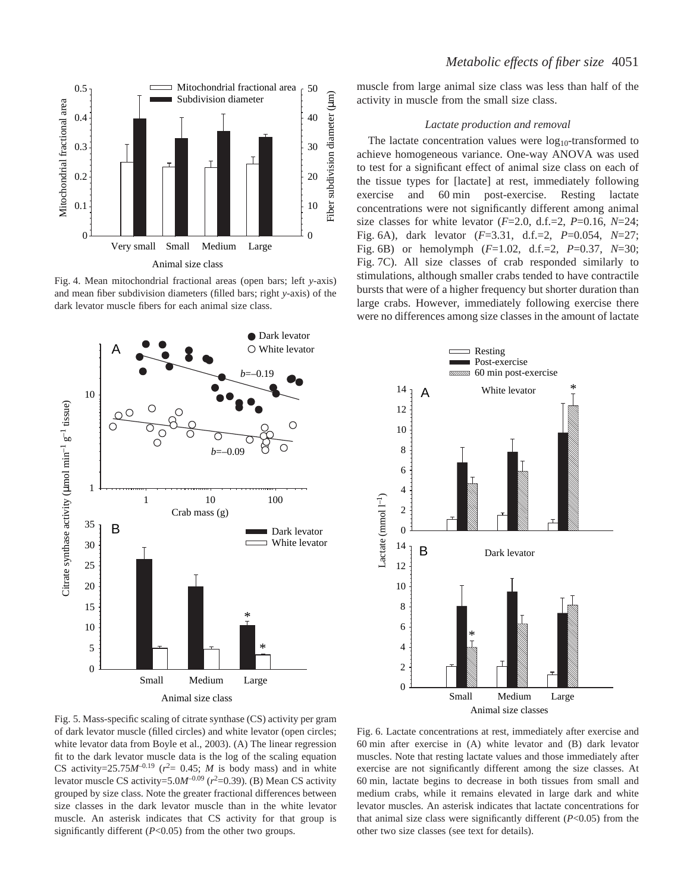muscle from large animal size class was less than half of the activity in muscle from the small size class.

### *Lactate production and removal*

The lactate concentration values were $\log_{10}$-transformed to achieve homogeneous variance. One-way ANOVA was used to test for a significant effect of animal size class on each of the tissue types for [lactate] at rest, immediately following exercise and 60 min post-exercise. Resting lactate concentrations were not significantly different among animal size classes for white levator ($F$=2.0, d.f.=2, $P$=0.16, $N$=24; Fig. 6A), dark levator ($F$=3.31, d.f.=2, $P$=0.054, $N$=27; Fig. 6B) or hemolymph ($F$=1.02, d.f.=2, $P$=0.37, $N$=30; Fig. 7C). All size classes of crab responded similarly to stimulations, although smaller crabs tended to have contractile bursts that were of a higher frequency but shorter duration than large crabs. However, immediately following exercise there were no differences among size classes in the amount of lactate

Fig. 4. Mean mitochondrial fractional areas (open bars; left *y*-axis) and mean fiber subdivision diameters (filled bars; right *y*-axis) of the dark levator muscle fibers for each animal size class.

Fig. 5. Mass-specific scaling of citrate synthase (CS) activity per gram of dark levator muscle (filled circles) and white levator (open circles; white levator data from Boyle et al., 2003). (A) The linear regression fit to the dark levator muscle data is the log of the scaling equation CS activity=$25.75M^{-0.19}$ ($r^2$= 0.45; $M$ is body mass) and in white levator muscle CS activity=$5.0M^{-0.09}$ ($r^2$=0.39). (B) Mean CS activity grouped by size class. Note the greater fractional differences between size classes in the dark levator muscle than in the white levator muscle. An asterisk indicates that CS activity for that group is significantly different ($P$<0.05) from the other two groups.

Fig. 6. Lactate concentrations at rest, immediately after exercise and 60 min after exercise in (A) white levator and (B) dark levator muscles. Note that resting lactate values and those immediately after exercise are not significantly different among the size classes. At 60 min, lactate begins to decrease in both tissues from small and medium crabs, while it remains elevated in large dark and white levator muscles. An asterisk indicates that lactate concentrations for that animal size class were significantly different ($P$<0.05) from the other two size classes (see text for details).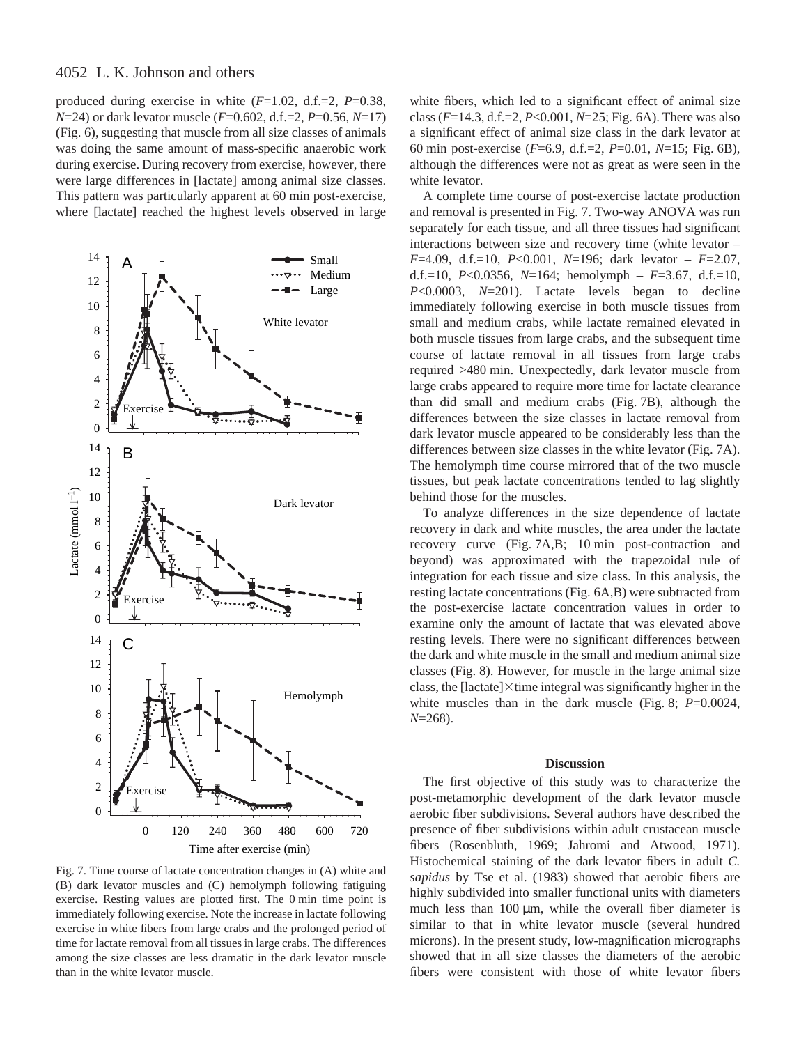produced during exercise in white ($F$=1.02, d.f.=2, $P$=0.38, $N$=24) or dark levator muscle ($F$=0.602, d.f.=2, $P$=0.56, $N$=17) (Fig. 6), suggesting that muscle from all size classes of animals was doing the same amount of mass-specific anaerobic work during exercise. During recovery from exercise, however, there were large differences in [lactate] among animal size classes. This pattern was particularly apparent at 60 min post-exercise, where [lactate] reached the highest levels observed in large white fibers, which led to a significant effect of animal size class ($F$=14.3, d.f.=2, $P$<0.001, $N$=25; Fig. 6A). There was also a significant effect of animal size class in the dark levator at 60 min post-exercise ($F$=6.9, d.f.=2, $P$=0.01, $N$=15; Fig. 6B), although the differences were not as great as were seen in the white levator.

Fig. 7. Time course of lactate concentration changes in (A) white and (B) dark levator muscles and (C) hemolymph following fatiguing exercise. Resting values are plotted first. The 0 min time point is immediately following exercise. Note the increase in lactate following exercise in white fibers from large crabs and the prolonged period of time for lactate removal from all tissues in large crabs. The differences among the size classes are less dramatic in the dark levator muscle than in the white levator muscle.

A complete time course of post-exercise lactate production and removal is presented in Fig. 7. Two-way ANOVA was run separately for each tissue, and all three tissues had significant interactions between size and recovery time (white levator – $F$=4.09, d.f.=10, $P$<0.001, $N$=196; dark levator – $F$=2.07, d.f.=10, $P$<0.0356, $N$=164; hemolymph – $F$=3.67, d.f.=10, $P$<0.0003, $N$=201). Lactate levels began to decline immediately following exercise in both muscle tissues from small and medium crabs, while lactate remained elevated in both muscle tissues from large crabs, and the subsequent time course of lactate removal in all tissues from large crabs required >480 min. Unexpectedly, dark levator muscle from large crabs appeared to require more time for lactate clearance than did small and medium crabs (Fig. 7B), although the differences between the size classes in lactate removal from dark levator muscle appeared to be considerably less than the differences between size classes in the white levator (Fig. 7A). The hemolymph time course mirrored that of the two muscle tissues, but peak lactate concentrations tended to lag slightly behind those for the muscles.

To analyze differences in the size dependence of lactate recovery in dark and white muscles, the area under the lactate recovery curve (Fig. 7A,B; 10 min post-contraction and beyond) was approximated with the trapezoidal rule of integration for each tissue and size class. In this analysis, the resting lactate concentrations (Fig. 6A,B) were subtracted from the post-exercise lactate concentration values in order to examine only the amount of lactate that was elevated above resting levels. There were no significant differences between the dark and white muscle in the small and medium animal size classes (Fig. 8). However, for muscle in the large animal size class, the [lactate]×time integral was significantly higher in the white muscles than in the dark muscle (Fig. 8; $P$=0.0024, $N$=268).

## Discussion

The first objective of this study was to characterize the post-metamorphic development of the dark levator muscle aerobic fiber subdivisions. Several authors have described the presence of fiber subdivisions within adult crustacean muscle fibers (Rosenbluth, 1969; Jahromi and Atwood, 1971). Histochemical staining of the dark levator fibers in adult *C. sapidus* by Tse et al. (1983) showed that aerobic fibers are highly subdivided into smaller functional units with diameters much less than 100 μm, while the overall fiber diameter is similar to that in white levator muscle (several hundred microns). In the present study, low-magnification micrographs showed that in all size classes the diameters of the aerobic fibers were consistent with those of white levator fibers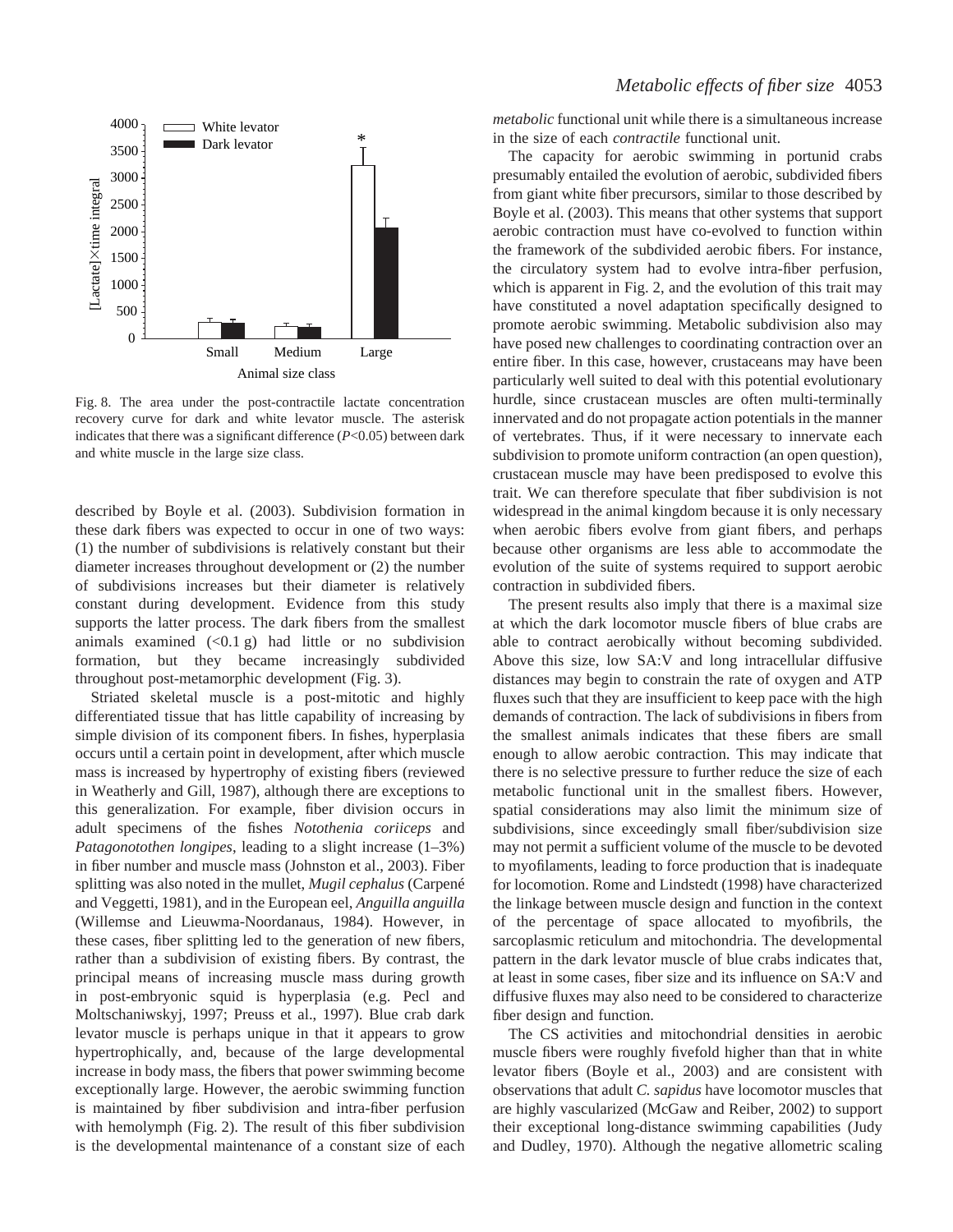4000
3500
3000
2500
2000
1500
1000
500
0

[Lactate]×time integral

White levator
Dark levator

*

Small
Medium
Large

Animal size class

Fig. 8. The area under the post-contractile lactate concentration recovery curve for dark and white levator muscle. The asterisk indicates that there was a significant difference ($P<0.05$) between dark and white muscle in the large size class.

described by Boyle et al. (2003). Subdivision formation in these dark fibers was expected to occur in one of two ways: (1) the number of subdivisions is relatively constant but their diameter increases throughout development or (2) the number of subdivisions increases but their diameter is relatively constant during development. Evidence from this study supports the latter process. The dark fibers from the smallest animals examined (<0.1 g) had little or no subdivision formation, but they became increasingly subdivided throughout post-metamorphic development (Fig. 3).

Striated skeletal muscle is a post-mitotic and highly differentiated tissue that has little capability of increasing by simple division of its component fibers. In fishes, hyperplasia occurs until a certain point in development, after which muscle mass is increased by hypertrophy of existing fibers (reviewed in Weatherly and Gill, 1987), although there are exceptions to this generalization. For example, fiber division occurs in adult specimens of the fishes *Notothenia coriiceps* and *Patagonotothen longipes*, leading to a slight increase (1–3%) in fiber number and muscle mass (Johnston et al., 2003). Fiber splitting was also noted in the mullet, *Mugil cephalus* (Carpené and Veggetti, 1981), and in the European eel, *Anguilla anguilla* (Willemse and Lieuwma-Noordanaus, 1984). However, in these cases, fiber splitting led to the generation of new fibers, rather than a subdivision of existing fibers. By contrast, the principal means of increasing muscle mass during growth in post-embryonic squid is hyperplasia (e.g. Pecl and Moltschaniwskyj, 1997; Preuss et al., 1997). Blue crab dark levator muscle is perhaps unique in that it appears to grow hypertrophically, and, because of the large developmental increase in body mass, the fibers that power swimming become exceptionally large. However, the aerobic swimming function is maintained by fiber subdivision and intra-fiber perfusion with hemolymph (Fig. 2). The result of this fiber subdivision is the developmental maintenance of a constant size of each *metabolic* functional unit while there is a simultaneous increase in the size of each *contractile* functional unit.

The capacity for aerobic swimming in portunid crabs presumably entailed the evolution of aerobic, subdivided fibers from giant white fiber precursors, similar to those described by Boyle et al. (2003). This means that other systems that support aerobic contraction must have co-evolved to function within the framework of the subdivided aerobic fibers. For instance, the circulatory system had to evolve intra-fiber perfusion, which is apparent in Fig. 2, and the evolution of this trait may have constituted a novel adaptation specifically designed to promote aerobic swimming. Metabolic subdivision also may have posed new challenges to coordinating contraction over an entire fiber. In this case, however, crustaceans may have been particularly well suited to deal with this potential evolutionary hurdle, since crustacean muscles are often multi-terminally innervated and do not propagate action potentials in the manner of vertebrates. Thus, if it were necessary to innervate each subdivision to promote uniform contraction (an open question), crustacean muscle may have been predisposed to evolve this trait. We can therefore speculate that fiber subdivision is not widespread in the animal kingdom because it is only necessary when aerobic fibers evolve from giant fibers, and perhaps because other organisms are less able to accommodate the evolution of the suite of systems required to support aerobic contraction in subdivided fibers.

The present results also imply that there is a maximal size at which the dark locomotor muscle fibers of blue crabs are able to contract aerobically without becoming subdivided. Above this size, low SA:V and long intracellular diffusive distances may begin to constrain the rate of oxygen and ATP fluxes such that they are insufficient to keep pace with the high demands of contraction. The lack of subdivisions in fibers from the smallest animals indicates that these fibers are small enough to allow aerobic contraction. This may indicate that there is no selective pressure to further reduce the size of each metabolic functional unit in the smallest fibers. However, spatial considerations may also limit the minimum size of subdivisions, since exceedingly small fiber/subdivision size may not permit a sufficient volume of the muscle to be devoted to myofilaments, leading to force production that is inadequate for locomotion. Rome and Lindstedt (1998) have characterized the linkage between muscle design and function in the context of the percentage of space allocated to myofibrils, the sarcoplasmic reticulum and mitochondria. The developmental pattern in the dark levator muscle of blue crabs indicates that, at least in some cases, fiber size and its influence on SA:V and diffusive fluxes may also need to be considered to characterize fiber design and function.

The CS activities and mitochondrial densities in aerobic muscle fibers were roughly fivefold higher than that in white levator fibers (Boyle et al., 2003) and are consistent with observations that adult *C. sapidus* have locomotor muscles that are highly vascularized (McGaw and Reiber, 2002) to support their exceptional long-distance swimming capabilities (Judy and Dudley, 1970). Although the negative allometric scaling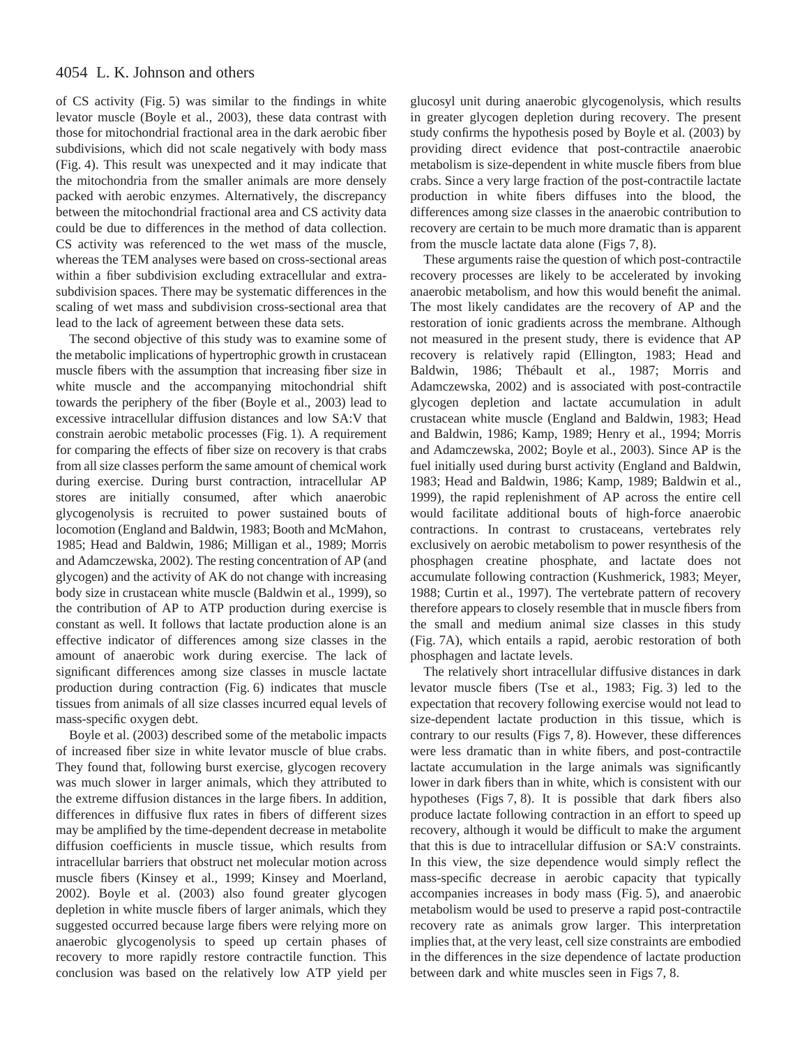of CS activity (Fig. 5) was similar to the findings in white levator muscle (Boyle et al., 2003), these data contrast with those for mitochondrial fractional area in the dark aerobic fiber subdivisions, which did not scale negatively with body mass (Fig. 4). This result was unexpected and it may indicate that the mitochondria from the smaller animals are more densely packed with aerobic enzymes. Alternatively, the discrepancy between the mitochondrial fractional area and CS activity data could be due to differences in the method of data collection. CS activity was referenced to the wet mass of the muscle, whereas the TEM analyses were based on cross-sectional areas within a fiber subdivision excluding extracellular and extra-subdivision spaces. There may be systematic differences in the scaling of wet mass and subdivision cross-sectional area that lead to the lack of agreement between these data sets.

The second objective of this study was to examine some of the metabolic implications of hypertrophic growth in crustacean muscle fibers with the assumption that increasing fiber size in white muscle and the accompanying mitochondrial shift towards the periphery of the fiber (Boyle et al., 2003) lead to excessive intracellular diffusion distances and low SA:V that constrain aerobic metabolic processes (Fig. 1). A requirement for comparing the effects of fiber size on recovery is that crabs from all size classes perform the same amount of chemical work during exercise. During burst contraction, intracellular AP stores are initially consumed, after which anaerobic glycogenolysis is recruited to power sustained bouts of locomotion (England and Baldwin, 1983; Booth and McMahon, 1985; Head and Baldwin, 1986; Milligan et al., 1989; Morris and Adamczewska, 2002). The resting concentration of AP (and glycogen) and the activity of AK do not change with increasing body size in crustacean white muscle (Baldwin et al., 1999), so the contribution of AP to ATP production during exercise is constant as well. It follows that lactate production alone is an effective indicator of differences among size classes in the amount of anaerobic work during exercise. The lack of significant differences among size classes in muscle lactate production during contraction (Fig. 6) indicates that muscle tissues from animals of all size classes incurred equal levels of mass-specific oxygen debt.

Boyle et al. (2003) described some of the metabolic impacts of increased fiber size in white levator muscle of blue crabs. They found that, following burst exercise, glycogen recovery was much slower in larger animals, which they attributed to the extreme diffusion distances in the large fibers. In addition, differences in diffusive flux rates in fibers of different sizes may be amplified by the time-dependent decrease in metabolite diffusion coefficients in muscle tissue, which results from intracellular barriers that obstruct net molecular motion across muscle fibers (Kinsey et al., 1999; Kinsey and Moerland, 2002). Boyle et al. (2003) also found greater glycogen depletion in white muscle fibers of larger animals, which they suggested occurred because large fibers were relying more on anaerobic glycogenolysis to speed up certain phases of recovery to more rapidly restore contractile function. This conclusion was based on the relatively low ATP yield per glucosyl unit during anaerobic glycogenolysis, which results in greater glycogen depletion during recovery. The present study confirms the hypothesis posed by Boyle et al. (2003) by providing direct evidence that post-contractile anaerobic metabolism is size-dependent in white muscle fibers from blue crabs. Since a very large fraction of the post-contractile lactate production in white fibers diffuses into the blood, the differences among size classes in the anaerobic contribution to recovery are certain to be much more dramatic than is apparent from the muscle lactate data alone (Figs 7, 8).

These arguments raise the question of which post-contractile recovery processes are likely to be accelerated by invoking anaerobic metabolism, and how this would benefit the animal. The most likely candidates are the recovery of AP and the restoration of ionic gradients across the membrane. Although not measured in the present study, there is evidence that AP recovery is relatively rapid (Ellington, 1983; Head and Baldwin, 1986; Thébault et al., 1987; Morris and Adamczewska, 2002) and is associated with post-contractile glycogen depletion and lactate accumulation in adult crustacean white muscle (England and Baldwin, 1983; Head and Baldwin, 1986; Kamp, 1989; Henry et al., 1994; Morris and Adamczewska, 2002; Boyle et al., 2003). Since AP is the fuel initially used during burst activity (England and Baldwin, 1983; Head and Baldwin, 1986; Kamp, 1989; Baldwin et al., 1999), the rapid replenishment of AP across the entire cell would facilitate additional bouts of high-force anaerobic contractions. In contrast to crustaceans, vertebrates rely exclusively on aerobic metabolism to power resynthesis of the phosphagen creatine phosphate, and lactate does not accumulate following contraction (Kushmerick, 1983; Meyer, 1988; Curtin et al., 1997). The vertebrate pattern of recovery therefore appears to closely resemble that in muscle fibers from the small and medium animal size classes in this study (Fig. 7A), which entails a rapid, aerobic restoration of both phosphagen and lactate levels.

The relatively short intracellular diffusive distances in dark levator muscle fibers (Tse et al., 1983; Fig. 3) led to the expectation that recovery following exercise would not lead to size-dependent lactate production in this tissue, which is contrary to our results (Figs 7, 8). However, these differences were less dramatic than in white fibers, and post-contractile lactate accumulation in the large animals was significantly lower in dark fibers than in white, which is consistent with our hypotheses (Figs 7, 8). It is possible that dark fibers also produce lactate following contraction in an effort to speed up recovery, although it would be difficult to make the argument that this is due to intracellular diffusion or SA:V constraints. In this view, the size dependence would simply reflect the mass-specific decrease in aerobic capacity that typically accompanies increases in body mass (Fig. 5), and anaerobic metabolism would be used to preserve a rapid post-contractile recovery rate as animals grow larger. This interpretation implies that, at the very least, cell size constraints are embodied in the differences in the size dependence of lactate production between dark and white muscles seen in Figs 7, 8.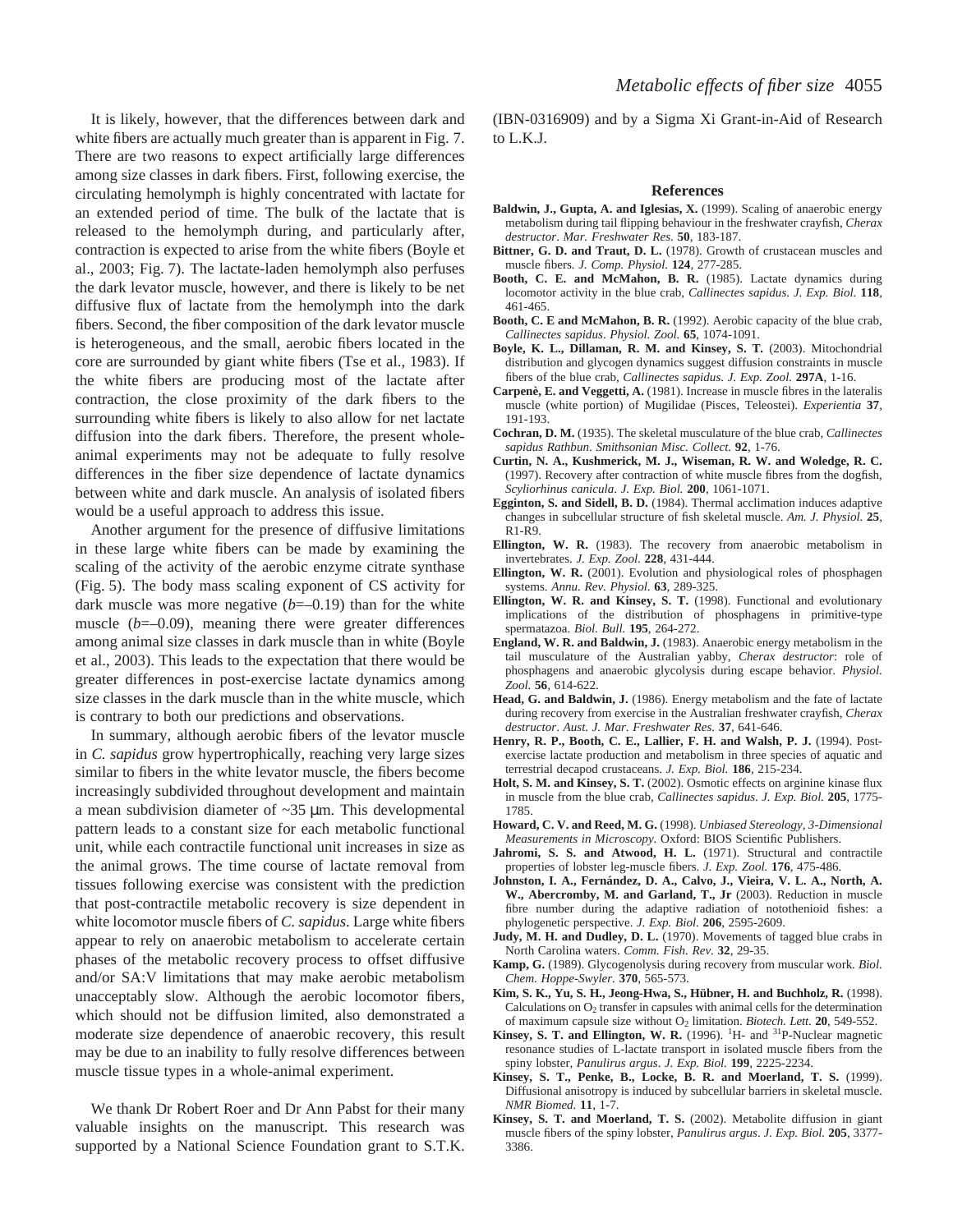It is likely, however, that the differences between dark and white fibers are actually much greater than is apparent in Fig. 7. There are two reasons to expect artificially large differences among size classes in dark fibers. First, following exercise, the circulating hemolymph is highly concentrated with lactate for an extended period of time. The bulk of the lactate that is released to the hemolymph during, and particularly after, contraction is expected to arise from the white fibers (Boyle et al., 2003; Fig. 7). The lactate-laden hemolymph also perfuses the dark levator muscle, however, and there is likely to be net diffusive flux of lactate from the hemolymph into the dark fibers. Second, the fiber composition of the dark levator muscle is heterogeneous, and the small, aerobic fibers located in the core are surrounded by giant white fibers (Tse et al., 1983). If the white fibers are producing most of the lactate after contraction, the close proximity of the dark fibers to the surrounding white fibers is likely to also allow for net lactate diffusion into the dark fibers. Therefore, the present whole-animal experiments may not be adequate to fully resolve differences in the fiber size dependence of lactate dynamics between white and dark muscle. An analysis of isolated fibers would be a useful approach to address this issue.

Another argument for the presence of diffusive limitations in these large white fibers can be made by examining the scaling of the activity of the aerobic enzyme citrate synthase (Fig. 5). The body mass scaling exponent of CS activity for dark muscle was more negative ($b$=–0.19) than for the white muscle ($b$=–0.09), meaning there were greater differences among animal size classes in dark muscle than in white (Boyle et al., 2003). This leads to the expectation that there would be greater differences in post-exercise lactate dynamics among size classes in the dark muscle than in the white muscle, which is contrary to both our predictions and observations.

In summary, although aerobic fibers of the levator muscle in *C. sapidus* grow hypertrophically, reaching very large sizes similar to fibers in the white levator muscle, the fibers become increasingly subdivided throughout development and maintain a mean subdivision diameter of ~35 μm. This developmental pattern leads to a constant size for each metabolic functional unit, while each contractile functional unit increases in size as the animal grows. The time course of lactate removal from tissues following exercise was consistent with the prediction that post-contractile metabolic recovery is size dependent in white locomotor muscle fibers of *C. sapidus*. Large white fibers appear to rely on anaerobic metabolism to accelerate certain phases of the metabolic recovery process to offset diffusive and/or SA:V limitations that may make aerobic metabolism unacceptably slow. Although the aerobic locomotor fibers, which should not be diffusion limited, also demonstrated a moderate size dependence of anaerobic recovery, this result may be due to an inability to fully resolve differences between muscle tissue types in a whole-animal experiment.

We thank Dr Robert Roer and Dr Ann Pabst for their many valuable insights on the manuscript. This research was supported by a National Science Foundation grant to S.T.K. (IBN-0316909) and by a Sigma Xi Grant-in-Aid of Research to L.K.J.

## References

**Baldwin, J., Gupta, A. and Iglesias, X.** (1999). Scaling of anaerobic energy metabolism during tail flipping behaviour in the freshwater crayfish, *Cherax destructor*. *Mar. Freshwater Res.* **50**, 183-187.

**Bittner, G. D. and Traut, D. L.** (1978). Growth of crustacean muscles and muscle fibers. *J. Comp. Physiol.* **124**, 277-285.

**Booth, C. E. and McMahon, B. R.** (1985). Lactate dynamics during locomotor activity in the blue crab, *Callinectes sapidus*. *J. Exp. Biol.* **118**, 461-465.

**Booth, C. E and McMahon, B. R.** (1992). Aerobic capacity of the blue crab, *Callinectes sapidus*. *Physiol. Zool.* **65**, 1074-1091.

**Boyle, K. L., Dillaman, R. M. and Kinsey, S. T.** (2003). Mitochondrial distribution and glycogen dynamics suggest diffusion constraints in muscle fibers of the blue crab, *Callinectes sapidus*. *J. Exp. Zool.* **297A**, 1-16.

**Carpenè, E. and Veggetti, A.** (1981). Increase in muscle fibres in the lateralis muscle (white portion) of Mugilidae (Pisces, Teleostei). *Experientia* **37**, 191-193.

**Cochran, D. M.** (1935). The skeletal musculature of the blue crab, *Callinectes sapidus Rathbun*. *Smithsonian Misc. Collect.* **92**, 1-76.

**Curtin, N. A., Kushmerick, M. J., Wiseman, R. W. and Woledge, R. C.** (1997). Recovery after contraction of white muscle fibres from the dogfish, *Scyliorhinus canicula*. *J. Exp. Biol.* **200**, 1061-1071.

**Egginton, S. and Sidell, B. D.** (1984). Thermal acclimation induces adaptive changes in subcellular structure of fish skeletal muscle. *Am. J. Physiol.* **25**, R1-R9.

**Ellington, W. R.** (1983). The recovery from anaerobic metabolism in invertebrates. *J. Exp. Zool.* **228**, 431-444.

**Ellington, W. R.** (2001). Evolution and physiological roles of phosphagen systems. *Annu. Rev. Physiol.* **63**, 289-325.

**Ellington, W. R. and Kinsey, S. T.** (1998). Functional and evolutionary implications of the distribution of phosphagens in primitive-type spermatazoa. *Biol. Bull.* **195**, 264-272.

**England, W. R. and Baldwin, J.** (1983). Anaerobic energy metabolism in the tail musculature of the Australian yabby, *Cherax destructor*: role of phosphagens and anaerobic glycolysis during escape behavior. *Physiol. Zool.* **56**, 614-622.

**Head, G. and Baldwin, J.** (1986). Energy metabolism and the fate of lactate during recovery from exercise in the Australian freshwater crayfish, *Cherax destructor*. *Aust. J. Mar. Freshwater Res.* **37**, 641-646.

**Henry, R. P., Booth, C. E., Lallier, F. H. and Walsh, P. J.** (1994). Post-exercise lactate production and metabolism in three species of aquatic and terrestrial decapod crustaceans. *J. Exp. Biol.* **186**, 215-234.

**Holt, S. M. and Kinsey, S. T.** (2002). Osmotic effects on arginine kinase flux in muscle from the blue crab, *Callinectes sapidus*. *J. Exp. Biol.* **205**, 1775-1785.

**Howard, C. V. and Reed, M. G.** (1998). *Unbiased Stereology, 3-Dimensional Measurements in Microscopy*. Oxford: BIOS Scientific Publishers.

**Jahromi, S. S. and Atwood, H. L.** (1971). Structural and contractile properties of lobster leg-muscle fibers. *J. Exp. Zool.* **176**, 475-486.

**Johnston, I. A., Fernández, D. A., Calvo, J., Vieira, V. L. A., North, A. W., Abercromby, M. and Garland, T., Jr** (2003). Reduction in muscle fibre number during the adaptive radiation of notothenioid fishes: a phylogenetic perspective. *J. Exp. Biol.* **206**, 2595-2609.

**Judy, M. H. and Dudley, D. L.** (1970). Movements of tagged blue crabs in North Carolina waters. *Comm. Fish. Rev.* **32**, 29-35.

**Kamp, G.** (1989). Glycogenolysis during recovery from muscular work. *Biol. Chem. Hoppe-Swyler.* **370**, 565-573.

**Kim, S. K., Yu, S. H., Jeong-Hwa, S., Hübner, H. and Buchholz, R.** (1998). Calculations on $O_2$ transfer in capsules with animal cells for the determination of maximum capsule size without $O_2$ limitation. *Biotech. Lett.* **20**, 549-552.

**Kinsey, S. T. and Ellington, W. R.** (1996). $^{1}$H- and $^{31}$P-Nuclear magnetic resonance studies of L-lactate transport in isolated muscle fibers from the spiny lobster, *Panulirus argus*. *J. Exp. Biol.* **199**, 2225-2234.

**Kinsey, S. T., Penke, B., Locke, B. R. and Moerland, T. S.** (1999). Diffusional anisotropy is induced by subcellular barriers in skeletal muscle. *NMR Biomed.* **11**, 1-7.

**Kinsey, S. T. and Moerland, T. S.** (2002). Metabolite diffusion in giant muscle fibers of the spiny lobster, *Panulirus argus*. *J. Exp. Biol.* **205**, 3377-3386.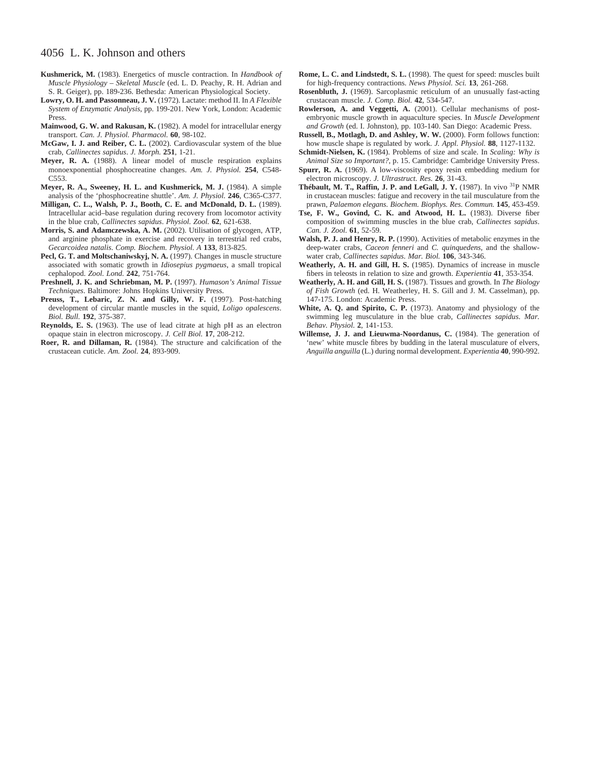**Kushmerick, M.** (1983). Energetics of muscle contraction. In *Handbook of Muscle Physiology – Skeletal Muscle* (ed. L. D. Peachy, R. H. Adrian and S. R. Geiger), pp. 189-236. Bethesda: American Physiological Society.

**Lowry, O. H. and Passonneau, J. V.** (1972). Lactate: method II. In *A Flexible System of Enzymatic Analysis*, pp. 199-201. New York, London: Academic Press.

**Mainwood, G. W. and Rakusan, K.** (1982). A model for intracellular energy transport. *Can. J. Physiol. Pharmacol.* **60**, 98-102.

**McGaw, I. J. and Reiber, C. L.** (2002). Cardiovascular system of the blue crab, *Callinectes sapidus*. *J. Morph.* **251**, 1-21.

**Meyer, R. A.** (1988). A linear model of muscle respiration explains monoexponential phosphocreatine changes. *Am. J. Physiol.* **254**, C548-C553.

**Meyer, R. A., Sweeney, H. L. and Kushmerick, M. J.** (1984). A simple analysis of the 'phosphocreatine shuttle'. *Am. J. Physiol.* **246**, C365-C377.

**Milligan, C. L., Walsh, P. J., Booth, C. E. and McDonald, D. L.** (1989). Intracellular acid–base regulation during recovery from locomotor activity in the blue crab, *Callinectes sapidus*. *Physiol. Zool.* **62**, 621-638.

**Morris, S. and Adamczewska, A. M.** (2002). Utilisation of glycogen, ATP, and arginine phosphate in exercise and recovery in terrestrial red crabs, *Gecarcoidea natalis*. *Comp. Biochem. Physiol. A* **133**, 813-825.

**Pecl, G. T. and Moltschaniwskyj, N. A.** (1997). Changes in muscle structure associated with somatic growth in *Idiosepius pygmaeus*, a small tropical cephalopod. *Zool. Lond.* **242**, 751-764.

**Preshnell, J. K. and Schriebman, M. P.** (1997). *Humason's Animal Tissue Techniques*. Baltimore: Johns Hopkins University Press.

**Preuss, T., Lebaric, Z. N. and Gilly, W. F.** (1997). Post-hatching development of circular mantle muscles in the squid, *Loligo opalescens*. *Biol. Bull.* **192**, 375-387.

**Reynolds, E. S.** (1963). The use of lead citrate at high pH as an electron opaque stain in electron microscopy. *J. Cell Biol.* **17**, 208-212.

**Roer, R. and Dillaman, R.** (1984). The structure and calcification of the crustacean cuticle. *Am. Zool.* **24**, 893-909.

**Rome, L. C. and Lindstedt, S. L.** (1998). The quest for speed: muscles built for high-frequency contractions. *News Physiol. Sci.* **13**, 261-268.

**Rosenbluth, J.** (1969). Sarcoplasmic reticulum of an unusually fast-acting crustacean muscle. *J. Comp. Biol.* **42**, 534-547.

**Rowlerson, A. and Veggetti, A.** (2001). Cellular mechanisms of post-embryonic muscle growth in aquaculture species. In *Muscle Development and Growth* (ed. I. Johnston), pp. 103-140. San Diego: Academic Press.

**Russell, B., Motlagh, D. and Ashley, W. W.** (2000). Form follows function: how muscle shape is regulated by work. *J. Appl. Physiol.* **88**, 1127-1132.

**Schmidt-Nielsen, K.** (1984). Problems of size and scale. In *Scaling: Why is Animal Size so Important?*, p. 15. Cambridge: Cambridge University Press.

**Spurr, R. A.** (1969). A low-viscosity epoxy resin embedding medium for electron microscopy. *J. Ultrastruct. Res.* **26**, 31-43.

**Thébault, M. T., Raffin, J. P. and LeGall, J. Y.** (1987). In vivo $^{31}$P NMR in crustacean muscles: fatigue and recovery in the tail musculature from the prawn, *Palaemon elegans*. *Biochem. Biophys. Res. Commun.* **145**, 453-459.

**Tse, F. W., Govind, C. K. and Atwood, H. L.** (1983). Diverse fiber composition of swimming muscles in the blue crab, *Callinectes sapidus*. *Can. J. Zool.* **61**, 52-59.

**Walsh, P. J. and Henry, R. P.** (1990). Activities of metabolic enzymes in the deep-water crabs, *Caceon fenneri* and *C. quinquedens*, and the shallow-water crab, *Callinectes sapidus*. *Mar. Biol.* **106**, 343-346.

**Weatherly, A. H. and Gill, H. S.** (1985). Dynamics of increase in muscle fibers in teleosts in relation to size and growth. *Experientia* **41**, 353-354.

**Weatherly, A. H. and Gill, H. S.** (1987). Tissues and growth. In *The Biology of Fish Growth* (ed. H. Weatherley, H. S. Gill and J. M. Casselman), pp. 147-175. London: Academic Press.

**White, A. Q. and Spirito, C. P.** (1973). Anatomy and physiology of the swimming leg musculature in the blue crab, *Callinectes sapidus*. *Mar. Behav. Physiol.* **2**, 141-153.

**Willemse, J. J. and Lieuwma-Noordanus, C.** (1984). The generation of 'new' white muscle fibres by budding in the lateral musculature of elvers, *Anguilla anguilla* (L.) during normal development. *Experientia* **40**, 990-992.